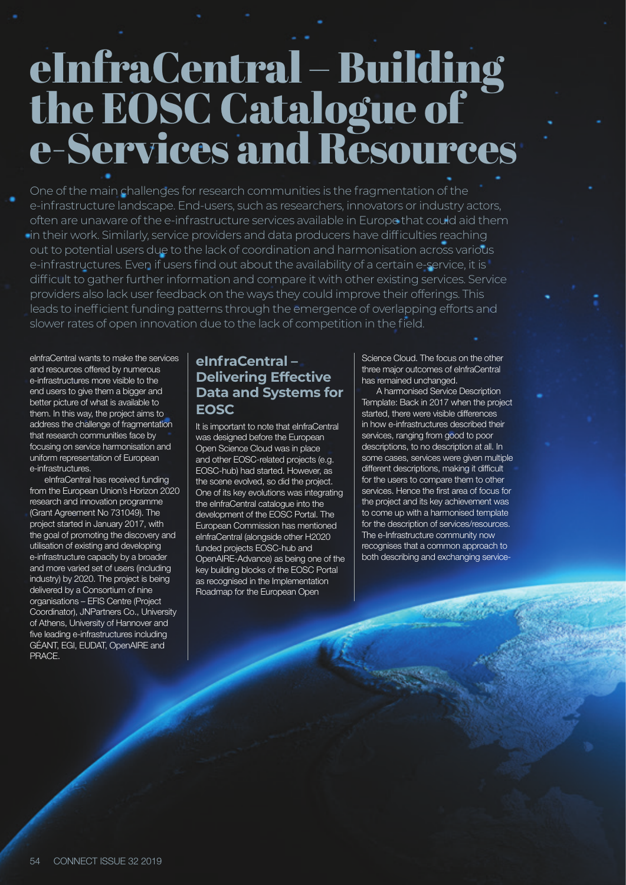# eInfraCentral – Building the EOSC Catalogue of e-Services and Resources

One of the main challenges for research communities is the fragmentation of the e-infrastructure landscape. End-users, such as researchers, innovators or industry actors, often are unaware of the e-infrastructure services available in Europe that could aid them in their work. Similarly, service providers and data producers have difficulties reaching out to potential users due to the lack of coordination and harmonisation across various e-infrastructures. Even if users find out about the availability of a certain e-service, it is difficult to gather further information and compare it with other existing services. Service providers also lack user feedback on the ways they could improve their offerings. This leads to inefficient funding patterns through the emergence of overlapping efforts and slower rates of open innovation due to the lack of competition in the field.

eInfraCentral wants to make the services and resources offered by numerous e-infrastructures more visible to the end users to give them a bigger and better picture of what is available to them. In this way, the project aims to address the challenge of fragmentation that research communities face by focusing on service harmonisation and uniform representation of European e-infrastructures.

eInfraCentral has received funding from the European Union's Horizon 2020 research and innovation programme (Grant Agreement No 731049). The project started in January 2017, with the goal of promoting the discovery and utilisation of existing and developing e-infrastructure capacity by a broader and more varied set of users (including industry) by 2020. The project is being delivered by a Consortium of nine organisations – EFIS Centre (Project Coordinator), JNPartners Co., University of Athens, University of Hannover and five leading e-infrastructures including GÉANT, EGI, EUDAT, OpenAIRE and PRACE.

## eInfraCentral – Delivering Effective Data and Systems for EOSC

It is important to note that eInfraCentral was designed before the European Open Science Cloud was in place and other EOSC-related projects (e.g. EOSC-hub) had started. However, as the scene evolved, so did the project. One of its key evolutions was integrating the eInfraCentral catalogue into the development of the EOSC Portal. The European Commission has mentioned eInfraCentral (alongside other H2020 funded projects EOSC-hub and OpenAIRE-Advance) as being one of the key building blocks of the EOSC Portal as recognised in the Implementation Roadmap for the European Open Science Cloud. The focus on the other three major outcomes of eInfraCentral has remained unchanged.

A harmonised Service Description Template: Back in 2017 when the project started, there were visible differences in how e-infrastructures described their services, ranging from good to poor descriptions, to no description at all. In some cases, services were given multiple different descriptions, making it difficult for the users to compare them to other services. Hence the first area of focus for the project and its key achievement was to come up with a harmonised template for the description of services/resources. The e-Infrastructure community now recognises that a common approach to both describing and exchanging service-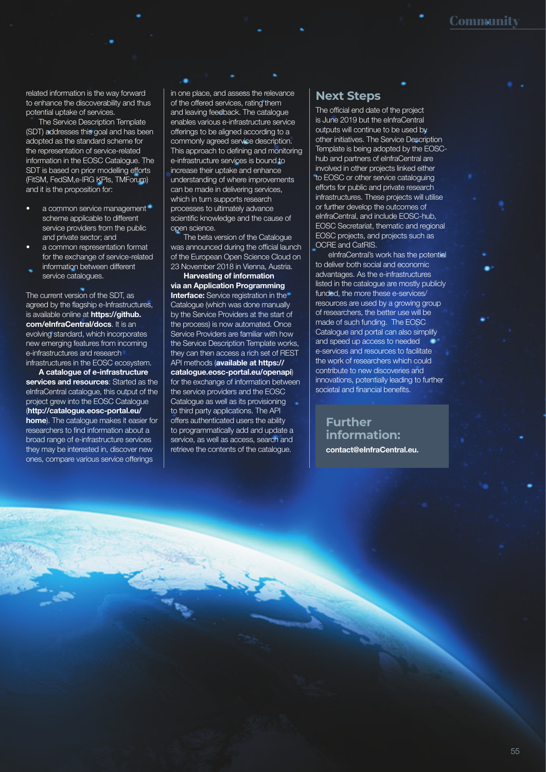related information is the way forward to enhance the discoverability and thus potential uptake of services.

The Service Description Template (SDT) addresses this goal and has been adopted as the standard scheme for the representation of service-related information in the EOSC Catalogue. The SDT is based on prior modelling efforts (FitSM, FedSM,e-IRG KPIs, TMForum) and it is the proposition for:

- a common service management scheme applicable to different service providers from the public and private sector; and
- a common representation format for the exchange of service-related information between different service catalogues.

The current version of the SDT, as agreed by the flagship e-Infrastructures, is available online at **https://github.com/eInfraCentral/docs**. It is an evolving standard, which incorporates new emerging features from incoming e-infrastructures and research infrastructures in the EOSC ecosystem.

**A catalogue of e-infrastructure services and resources**: Started as the eInfraCentral catalogue, this output of the project grew into the EOSC Catalogue (**http://catalogue.eosc-portal.eu/home**). The catalogue makes it easier for researchers to find information about a broad range of e-infrastructure services they may be interested in, discover new ones, compare various service offerings in one place, and assess the relevance of the offered services, rating them and leaving feedback. The catalogue enables various e-infrastructure service offerings to be aligned according to a commonly agreed service description. This approach to defining and monitoring e-infrastructure services is bound to increase their uptake and enhance understanding of where improvements can be made in delivering services, which in turn supports research processes to ultimately advance scientific knowledge and the cause of open science.

The beta version of the Catalogue was announced during the official launch of the European Open Science Cloud on 23 November 2018 in Vienna, Austria.

**Harvesting of information via an Application Programming Interface:** Service registration in the Catalogue (which was done manually by the Service Providers at the start of the process) is now automated. Once Service Providers are familiar with how the Service Description Template works, they can then access a rich set of REST API methods (**available at https://catalogue.eosc-portal.eu/openapi**) for the exchange of information between the service providers and the EOSC Catalogue as well as its provisioning to third party applications. The API offers authenticated users the ability to programmatically add and update a service, as well as access, search and retrieve the contents of the catalogue.

## Next Steps

The official end date of the project is June 2019 but the eInfraCentral outputs will continue to be used by other initiatives. The Service Description Template is being adopted by the EOSC-hub and partners of eInfraCentral are involved in other projects linked either to EOSC or other service cataloguing efforts for public and private research infrastructures. These projects will utilise or further develop the outcomes of eInfraCentral, and include EOSC-hub, EOSC Secretariat, thematic and regional EOSC projects, and projects such as OCRE and CatRIS.

eInfraCentral's work has the potential to deliver both social and economic advantages. As the e-infrastructures listed in the catalogue are mostly publicly funded, the more these e-services/resources are used by a growing group of researchers, the better use will be made of such funding. The EOSC Catalogue and portal can also simplify and speed up access to needed e-services and resources to facilitate the work of researchers which could contribute to new discoveries and innovations, potentially leading to further societal and financial benefits.

## Further information:

**contact@eInfraCentral.eu.**